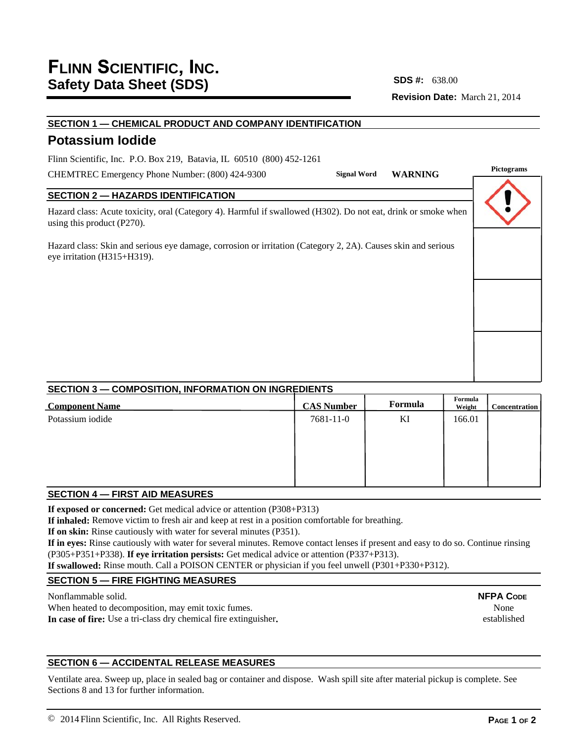# FLINN SCIENTIFIC, INC.
## Safety Data Sheet (SDS)

**SDS #:** 638.00

**Revision Date:** March 21, 2014

### SECTION 1 — CHEMICAL PRODUCT AND COMPANY IDENTIFICATION

## Potassium Iodide

Flinn Scientific, Inc. P.O. Box 219, Batavia, IL 60510 (800) 452-1261

CHEMTREC Emergency Phone Number: (800) 424-9300

**Signal Word** **WARNING**

**Pictograms**

### SECTION 2 — HAZARDS IDENTIFICATION

Hazard class: Acute toxicity, oral (Category 4). Harmful if swallowed (H302). Do not eat, drink or smoke when using this product (P270).

Hazard class: Skin and serious eye damage, corrosion or irritation (Category 2, 2A). Causes skin and serious eye irritation (H315+H319).

### SECTION 3 — COMPOSITION, INFORMATION ON INGREDIENTS

| Component Name | CAS Number | Formula | Formula Weight | Concentration |
|---|---|---|---|---|
| Potassium iodide | 7681-11-0 | KI | 166.01 | |

### SECTION 4 — FIRST AID MEASURES

**If exposed or concerned:** Get medical advice or attention (P308+P313)
**If inhaled:** Remove victim to fresh air and keep at rest in a position comfortable for breathing.
**If on skin:** Rinse cautiously with water for several minutes (P351).
**If in eyes:** Rinse cautiously with water for several minutes. Remove contact lenses if present and easy to do so. Continue rinsing (P305+P351+P338). **If eye irritation persists:** Get medical advice or attention (P337+P313).
**If swallowed:** Rinse mouth. Call a POISON CENTER or physician if you feel unwell (P301+P330+P312).

### SECTION 5 — FIRE FIGHTING MEASURES

Nonflammable solid.
When heated to decomposition, may emit toxic fumes.
**In case of fire:** Use a tri-class dry chemical fire extinguisher.

**NFPA CODE**
None established

### SECTION 6 — ACCIDENTAL RELEASE MEASURES

Ventilate area. Sweep up, place in sealed bag or container and dispose. Wash spill site after material pickup is complete. See Sections 8 and 13 for further information.

© 2014 Flinn Scientific, Inc. All Rights Reserved.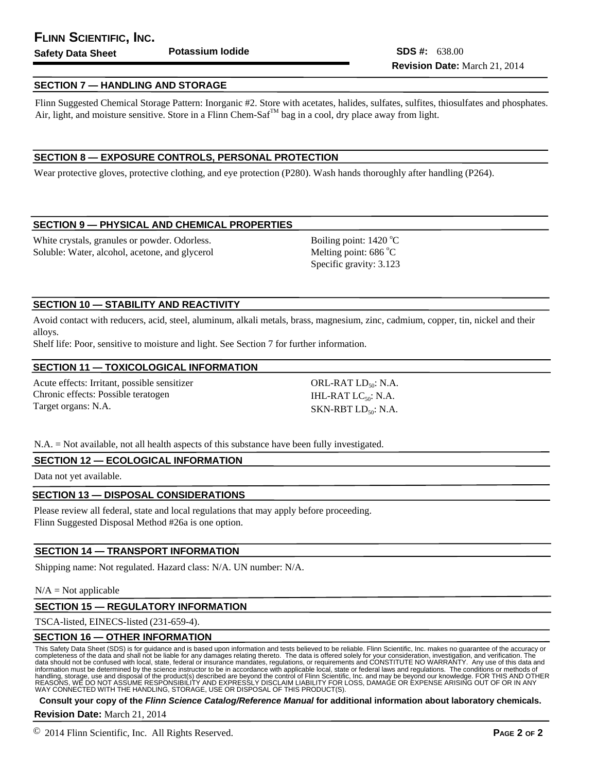## SECTION 7 — HANDLING AND STORAGE

Flinn Suggested Chemical Storage Pattern: Inorganic #2. Store with acetates, halides, sulfates, sulfites, thiosulfates and phosphates. Air, light, and moisture sensitive. Store in a Flinn Chem-Saf™ bag in a cool, dry place away from light.

## SECTION 8 — EXPOSURE CONTROLS, PERSONAL PROTECTION

Wear protective gloves, protective clothing, and eye protection (P280). Wash hands thoroughly after handling (P264).

## SECTION 9 — PHYSICAL AND CHEMICAL PROPERTIES

White crystals, granules or powder. Odorless.
Soluble: Water, alcohol, acetone, and glycerol

Boiling point: 1420 °C
Melting point: 686 °C
Specific gravity: 3.123

## SECTION 10 — STABILITY AND REACTIVITY

Avoid contact with reducers, acid, steel, aluminum, alkali metals, brass, magnesium, zinc, cadmium, copper, tin, nickel and their alloys.
Shelf life: Poor, sensitive to moisture and light. See Section 7 for further information.

## SECTION 11 — TOXICOLOGICAL INFORMATION

Acute effects: Irritant, possible sensitizer
Chronic effects: Possible teratogen
Target organs: N.A.

ORL-RAT $LD_{50}$: N.A.
IHL-RAT $LC_{50}$: N.A.
SKN-RBT $LD_{50}$: N.A.

N.A. = Not available, not all health aspects of this substance have been fully investigated.

## SECTION 12 — ECOLOGICAL INFORMATION

Data not yet available.

## SECTION 13 — DISPOSAL CONSIDERATIONS

Please review all federal, state and local regulations that may apply before proceeding.
Flinn Suggested Disposal Method #26a is one option.

## SECTION 14 — TRANSPORT INFORMATION

Shipping name: Not regulated. Hazard class: N/A. UN number: N/A.

N/A = Not applicable

## SECTION 15 — REGULATORY INFORMATION

TSCA-listed, EINECS-listed (231-659-4).

## SECTION 16 — OTHER INFORMATION

This Safety Data Sheet (SDS) is for guidance and is based upon information and tests believed to be reliable. Flinn Scientific, Inc. makes no guarantee of the accuracy or completeness of the data and shall not be liable for any damages relating thereto. The data is offered solely for your consideration, investigation, and verification. The data should not be confused with local, state, federal or insurance mandates, regulations, or requirements and CONSTITUTE NO WARRANTY. Any use of this data and information must be determined by the science instructor to be in accordance with applicable local, state or federal laws and regulations. The conditions or methods of handling, storage, use and disposal of the product(s) described are beyond the control of Flinn Scientific, Inc. and may be beyond our knowledge. FOR THIS AND OTHER REASONS, WE DO NOT ASSUME RESPONSIBILITY AND EXPRESSLY DISCLAIM LIABILITY FOR LOSS, DAMAGE OR EXPENSE ARISING OUT OF OR IN ANY WAY CONNECTED WITH THE HANDLING, STORAGE, USE OR DISPOSAL OF THIS PRODUCT(S).

**Consult your copy of the *Flinn Science Catalog/Reference Manual* for additional information about laboratory chemicals.**

**Revision Date:** March 21, 2014

© 2014 Flinn Scientific, Inc. All Rights Reserved.